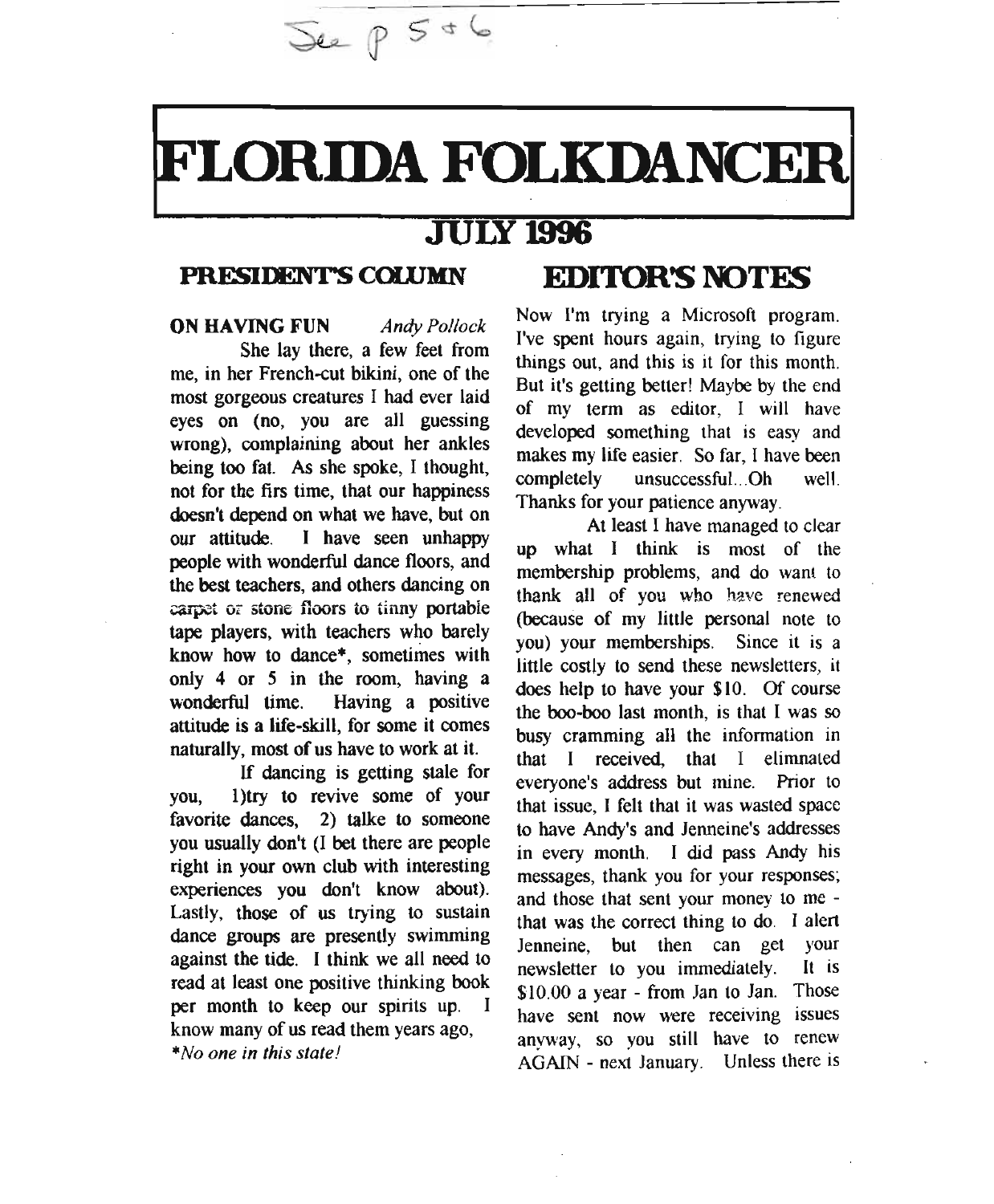See p 5 + 6

# FLORIDA FOLKDANCER

## JULY 1996

### PRESIDENT'S COLUMN

**ON HAVING FUN** *Andy Pollock*

She lay there, a few feet from me, in her French-cut bikini, one of the most gorgeous creatures I had ever laid eyes on (no, you are all guessing wrong), complaining about her ankles being too fat. As she spoke, I thought, not for the firs time, that our happiness doesn't depend on what we have, but on our attitude. I have seen unhappy people with wonderful dance floors, and the best teachers, and others dancing on carpet or stone floors to tinny portable tape players, with teachers who barely know how to dance*, sometimes with only 4 or 5 in the room, having a wonderful time. Having a positive attitude is a life-skill, for some it comes naturally, most of us have to work at it.

If dancing is getting stale for you, 1)try to revive some of your favorite dances, 2) talke to someone you usually don't (I bet there are people right in your own club with interesting experiences you don't know about). Lastly, those of us trying to sustain dance groups are presently swimming against the tide. I think we all need to read at least one positive thinking book per month to keep our spirits up. I know many of us read them years ago,

*\*No one in this state!*

### EDITOR'S NOTES

Now I'm trying a Microsoft program. I've spent hours again, trying to figure things out, and this is it for this month. But it's getting better! Maybe by the end of my term as editor, I will have developed something that is easy and makes my life easier. So far, I have been completely unsuccessful...Oh well. Thanks for your patience anyway.

At least I have managed to clear up what I think is most of the membership problems, and do want to thank all of you who have renewed (because of my little personal note to you) your memberships. Since it is a little costly to send these newsletters, it does help to have your $10. Of course the boo-boo last month, is that I was so busy cramming all the information in that I received, that I elimnated everyone's address but mine. Prior to that issue, I felt that it was wasted space to have Andy's and Jenneine's addresses in every month. I did pass Andy his messages, thank you for your responses; and those that sent your money to me - that was the correct thing to do. I alert Jenneine, but then can get your newsletter to you immediately. It is $10.00 a year - from Jan to Jan. Those have sent now were receiving issues anyway, so you still have to renew AGAIN - next January. Unless there is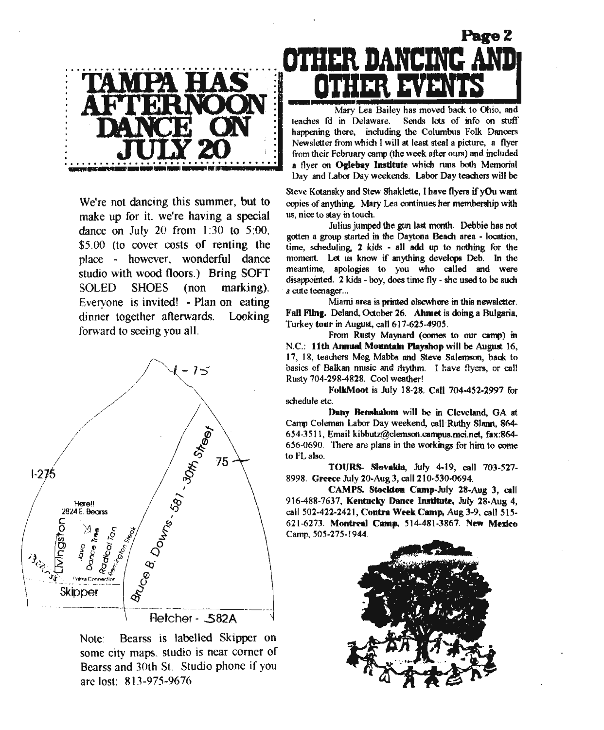# TAMPA HAS AFTERNOON DANCE ON JULY 20

We're not dancing this summer, but to make up for it. we're having a special dance on July 20 from 1:30 to 5:00. $5.00 (to cover costs of renting the place - however, wonderful dance studio with wood floors.) Bring SOFT SOLED SHOES (non marking). Everyone is invited! - Plan on eating dinner together afterwards. Looking forward to seeing you all.

Note: Bearss is labelled Skipper on some city maps. studio is near corner of Bearss and 30th St. Studio phone if you are lost: 813-975-9676

# OTHER DANCING AND OTHER EVENTS

Mary Lea Bailey has moved back to Ohio, and teaches fd in Delaware. Sends lots of info on stuff happening there, including the Columbus Folk Dancers Newsletter from which I will at least steal a picture, a flyer from their February camp (the week after ours) and included a flyer on **Oglebay Institute** which runs both Memorial Day and Labor Day weekends. Labor Day teachers will be Steve Kotansky and Stew Shaklette, I have flyers if yOu want copies of anything. Mary Lea continues her membership with us, nice to stay in touch.

Julius jumped the gun last month. Debbie has not gotten a group started in the Daytona Beach area - location, time, scheduling, 2 kids - all add up to nothing for the moment. Let us know if anything develops Deb. In the meantime, apologies to you who called and were disappointed. 2 kids - boy, does time fly - she used to be such a cute teenager...

Miami area is printed elsewhere in this newsletter. **Fall Fling.** Deland, October 26. **Ahmet** is doing a Bulgaria, Turkey **tour** in August, call 617-625-4905.

From Rusty Maynard (comes to our camp) in N.C.: **11th Annual Mountain Playshop** will be August 16, 17, 18, teachers Meg Mabbs and Steve Salemson, back to basics of Balkan music and rhythm. I have flyers, or call Rusty 704-298-4828. Cool weather!

**FolkMoot** is July 18-28. Call 704-452-2997 for schedule etc.

**Dany Benshalom** will be in Cleveland, GA at Camp Coleman Labor Day weekend, call Ruthy Slann, 864-654-3511, Email kibbutz@clemson.campus.mci.net, fax:864-656-0690. There are plans in the workings for him to come to FL also.

**TOURS- Slovakia**, July 4-19, call 703-527-8998. **Greece** July 20-Aug 3, call 210-530-0694.

**CAMPS. Stockton Camp**-July 28-Aug 3, call 916-488-7637, **Kentucky Dance Institute**, July 28-Aug 4, call 502-422-2421, **Contra Week Camp**, Aug 3-9, call 515-621-6273. **Montreal Camp**, 514-481-3867. **New Mexico** Camp, 505-275-1944.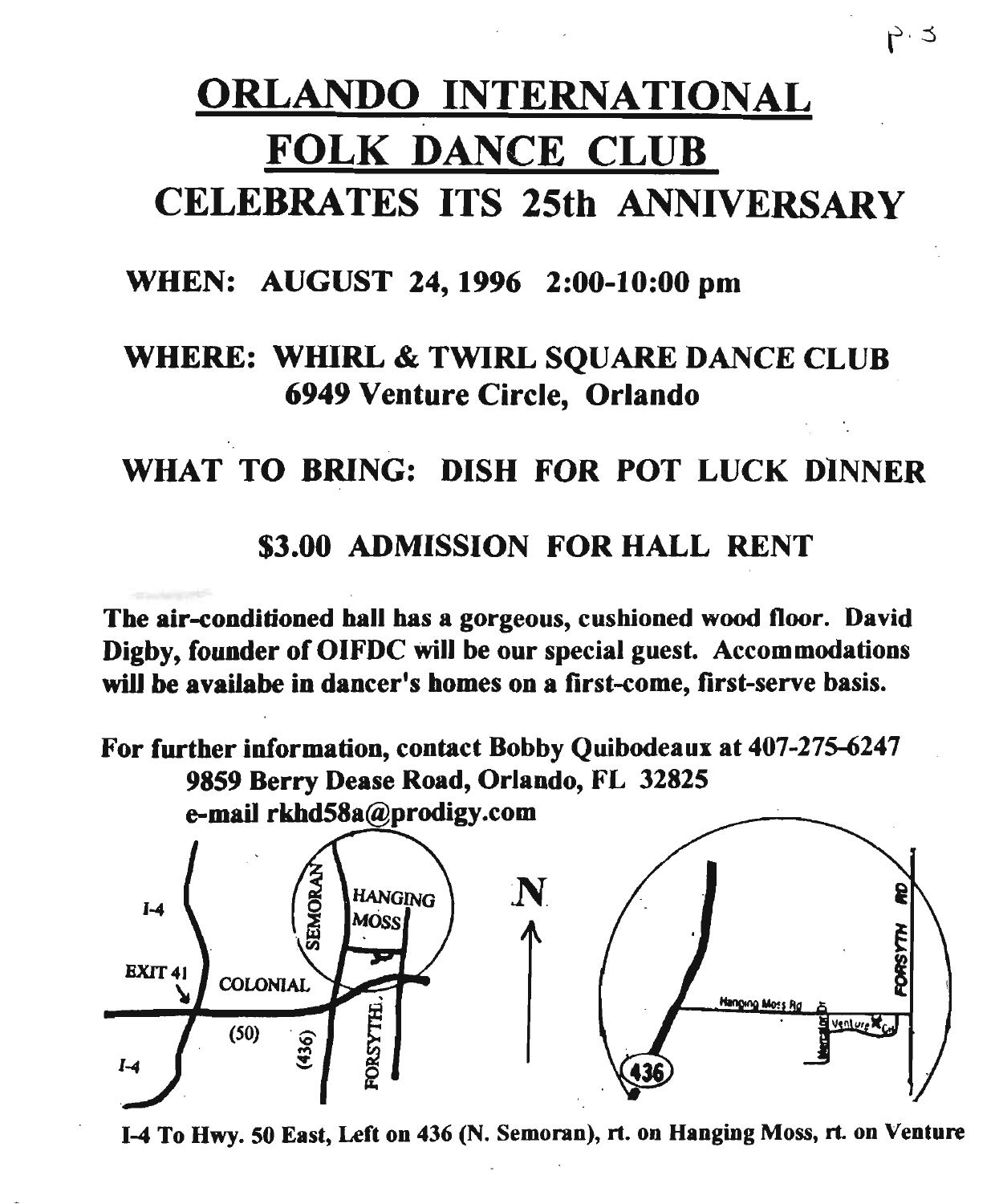# ORLANDO INTERNATIONAL FOLK DANCE CLUB

## CELEBRATES ITS 25th ANNIVERSARY

**WHEN: AUGUST 24, 1996 2:00-10:00 pm**

**WHERE: WHIRL & TWIRL SQUARE DANCE CLUB**
**6949 Venture Circle, Orlando**

**WHAT TO BRING: DISH FOR POT LUCK DINNER**

**$3.00 ADMISSION FOR HALL RENT**

**The air-conditioned hall has a gorgeous, cushioned wood floor. David Digby, founder of OIFDC will be our special guest. Accommodations will be availabe in dancer's homes on a first-come, first-serve basis.**

**For further information, contact Bobby Quibodeaux at 407-275-6247**
**9859 Berry Dease Road, Orlando, FL 32825**
**e-mail rkhd58a@prodigy.com**

I-4 To Hwy. 50 East, Left on 436 (N. Semoran), rt. on Hanging Moss, rt. on Venture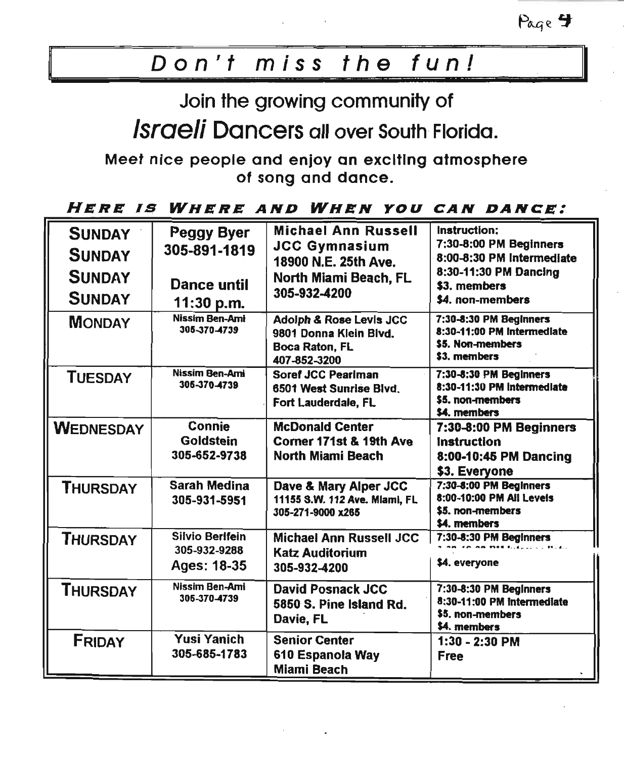# Don't miss the fun!

## Join the growing community of *Israeli* Dancers all over South Florida.

**Meet nice people and enjoy an exciting atmosphere of song and dance.**

***HERE IS WHERE AND WHEN YOU CAN DANCE:***

| | | | |
|---|---|---|---|
| **SUNDAY SUNDAY SUNDAY SUNDAY** | **Peggy Byer 305-891-1819 Dance until 11:30 p.m.** | **Michael Ann Russell JCC Gymnasium 18900 N.E. 25th Ave. North Miami Beach, FL 305-932-4200** | **Instruction: 7:30-8:00 PM Beginners 8:00-8:30 PM Intermediate 8:30-11:30 PM Dancing $3. members $4. non-members** |
| **MONDAY** | **Nissim Ben-Ami 305-370-4739** | **Adolph & Rose Levis JCC 9801 Donna Klein Blvd. Boca Raton, FL 407-852-3200** | **7:30-8:30 PM Beginners 8:30-11:00 PM Intermediate $5. Non-members $3. members** |
| **TUESDAY** | **Nissim Ben-Ami 305-370-4739** | **Soref JCC Pearlman 6501 West Sunrise Blvd. Fort Lauderdale, FL** | **7:30-8:30 PM Beginners 8:30-11:30 PM Intermediate $5. non-members $4. members** |
| **WEDNESDAY** | **Connie Goldstein 305-652-9738** | **McDonald Center Corner 171st & 19th Ave North Miami Beach** | **7:30-8:00 PM Beginners Instruction 8:00-10:45 PM Dancing $3. Everyone** |
| **THURSDAY** | **Sarah Medina 305-931-5951** | **Dave & Mary Alper JCC 11155 S.W. 112 Ave. Miami, FL 305-271-9000 x265** | **7:30-8:00 PM Beginners 8:00-10:00 PM All Levels $5. non-members $4. members** |
| **THURSDAY** | **Silvio Berlfein 305-932-9288 Ages: 18-35** | **Michael Ann Russell JCC Katz Auditorium 305-932-4200** | **7:30-8:30 PM Beginners 8:30-10:30 PM Intermediate $4. everyone** |
| **THURSDAY** | **Nissim Ben-Ami 305-370-4739** | **David Posnack JCC 5850 S. Pine Island Rd. Davie, FL** | **7:30-8:30 PM Beginners 8:30-11:00 PM Intermediate $5. non-members $4. members** |
| **FRIDAY** | **Yusi Yanich 305-685-1783** | **Senior Center 610 Espanola Way Miami Beach** | **1:30 - 2:30 PM Free** |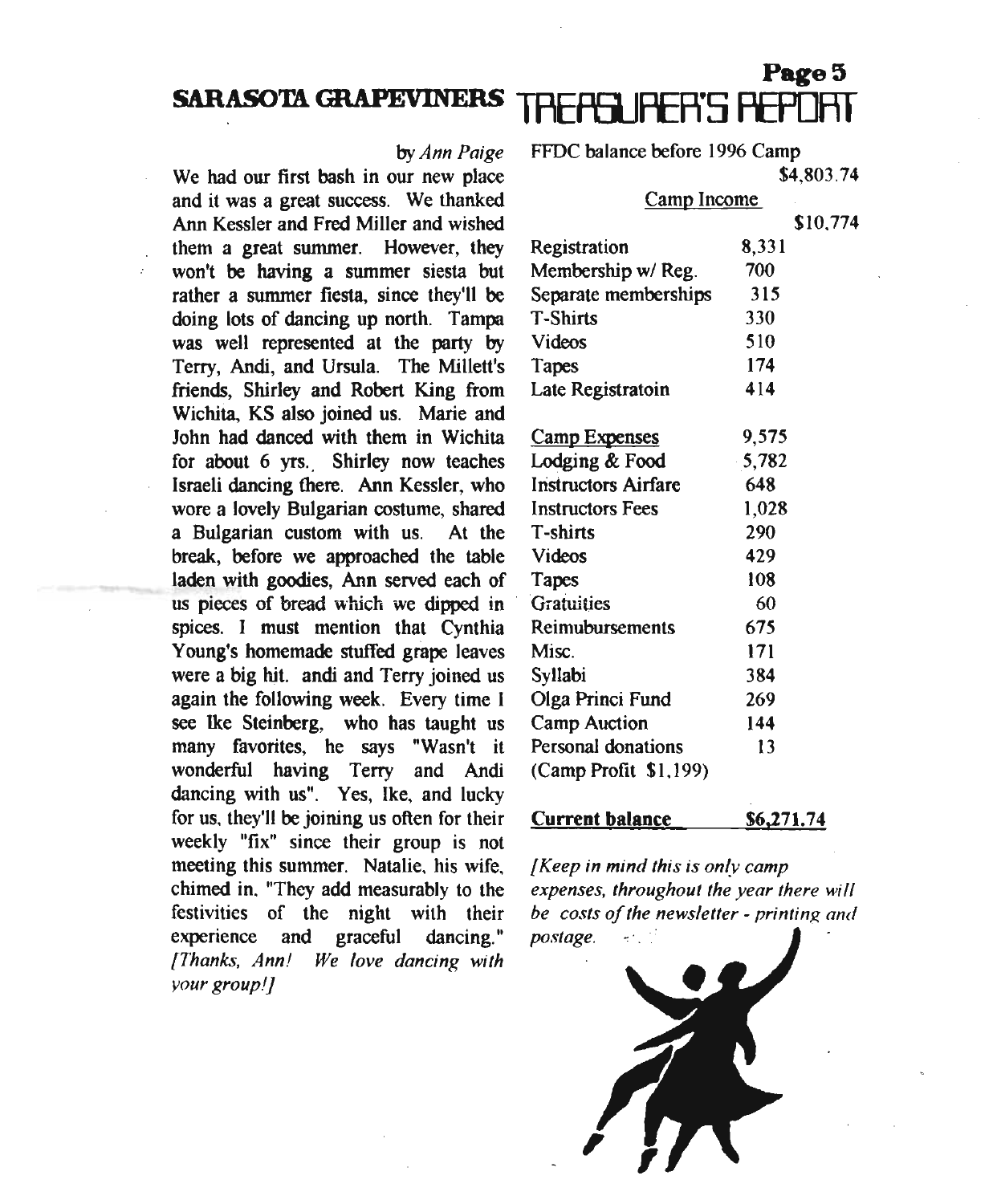# SARASOTA GRAPEVINERS

*by Ann Paige*

We had our first bash in our new place and it was a great success. We thanked Ann Kessler and Fred Miller and wished them a great summer. However, they won't be having a summer siesta but rather a summer fiesta, since they'll be doing lots of dancing up north. Tampa was well represented at the party by Terry, Andi, and Ursula. The Millett's friends, Shirley and Robert King from Wichita, KS also joined us. Marie and John had danced with them in Wichita for about 6 yrs. Shirley now teaches Israeli dancing there. Ann Kessler, who wore a lovely Bulgarian costume, shared a Bulgarian custom with us. At the break, before we approached the table laden with goodies, Ann served each of us pieces of bread which we dipped in spices. I must mention that Cynthia Young's homemade stuffed grape leaves were a big hit. andi and Terry joined us again the following week. Every time I see Ike Steinberg, who has taught us many favorites, he says "Wasn't it wonderful having Terry and Andi dancing with us". Yes, Ike, and lucky for us, they'll be joining us often for their weekly "fix" since their group is not meeting this summer. Natalie, his wife, chimed in, "They add measurably to the festivities of the night with their experience and graceful dancing." *[Thanks, Ann! We love dancing with your group!]*

# TREASURER'S REPORT

FFDC balance before 1996 Camp: $4,803.74

| Camp Income | | $10,774 |
|---|---|---|
| Registration | 8,331 | |
| Membership w/ Reg. | 700 | |
| Separate memberships | 315 | |
| T-Shirts | 330 | |
| Videos | 510 | |
| Tapes | 174 | |
| Late Registratoin | 414 | |
| | | |
| **Camp Expenses** | 9,575 | |
| Lodging & Food | 5,782 | |
| Instructors Airfare | 648 | |
| Instructors Fees | 1,028 | |
| T-shirts | 290 | |
| Videos | 429 | |
| Tapes | 108 | |
| Gratuities | 60 | |
| Reimubursements | 675 | |
| Misc. | 171 | |
| Syllabi | 384 | |
| Olga Princi Fund | 269 | |
| Camp Auction | 144 | |
| Personal donations | 13 | |
| (Camp Profit $1,199) | | |

**Current balance** **$6,271.74**

*[Keep in mind this is only camp expenses, throughout the year there will be costs of the newsletter - printing and postage.*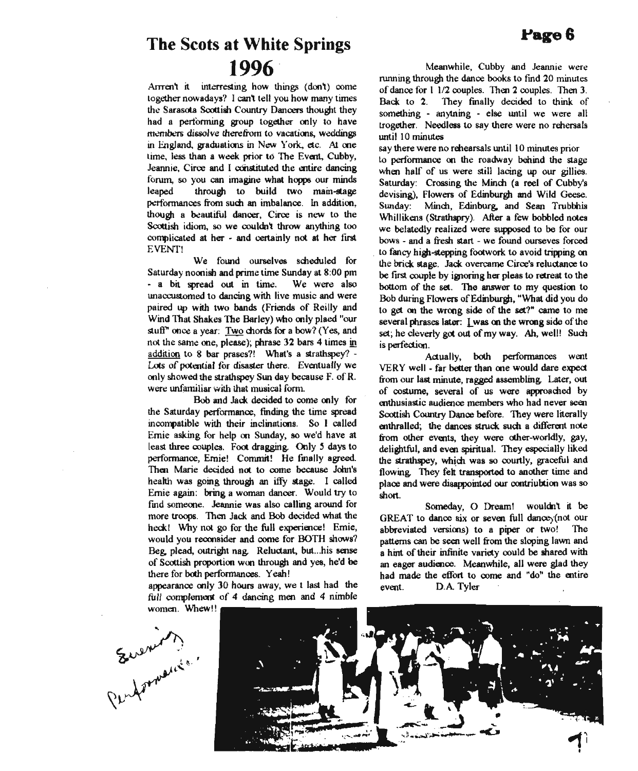# The Scots at White Springs 1996

Arrren't it interresting how things (don't) come together nowadays? I can't tell you how many times the Sarasota Scottish Country Dancers thought they had a performing group together only to have members *dissolve therefrom* to vacations, weddings in England, graduations in New York, etc. At one time, less than a week prior to The Event, Cubby, Jeannie, Circe and I constituted the entire dancing forum, so you can imagine what hopps our minds leaped through to build two main-stage performances from such an imbalance. In addition, though a beautiful dancer, Circe is new to the Scottish idiom, so we couldn't throw anything too complicated at her - and certainly not at her first EVENT!

We found ourselves scheduled for Saturday noonish and prime time Sunday at 8:00 pm - a bit spread out in time. We were also unaccustomed to dancing with live music and were paired up with two bands (Friends of Reilly and Wind That Shakes The Barley) who only plaed "our stuff" once a year: Two chords for a bow? (Yes, and not the same one, please); phrase 32 bars 4 times in addition to 8 bar prases?! What's a strathspey? - Lots of potential for disaster there. Eventually we only showed the strathspey Sun day because F. of R. were unfamiliar with that musical form.

Bob and Jack decided to come only for the Saturday performance, finding the time spread incompatible with their inclinations. So I called Ernie asking for help on Sunday, so we'd have at least three couples. Foot dragging. Only 5 days to performance, Ernie! Commit! He finally agreed. Then Marie decided not to come because John's health was going through an iffy stage. I called Ernie again: bring a woman dancer. Would try to find someone. Jeannie was also calling around for more troops. Then Jack and Bob decided what the heck! Why not go for the full experience! Ernie, would you reconsider and come for BOTH shows? Beg, plead, outright nag. Reluctant, but...his sense of Scottish proportion won through and yes, he'd be there for both performances. Yeah!

appearance only 30 hours away, we t last had the *full complement* of 4 dancing men and 4 nimble women. Whew!!

Meanwhile, Cubby and Jeannie were running through the dance books to find 20 minutes of dance for 1 1/2 couples. Then 2 couples. Then 3. Back to 2. They finally decided to think of something - anytning - else until we were all trogether. Needless to say there were no rehersals until 10 minutes

say there were no rehearsals until 10 minutes prior to performance on the roadway behind the stage when half of us were still lacing up our gillies. Saturday: Crossing the Minch (a reel of Cubby's devising), Flowers of Edinburgh and Wild Geese. Sunday: Minch, Edinburg, and Sean Trubbhis Whillikens (Strathspry). After a few bobbled notes we belatedly realized were supposed to be for our bows - and a fresh start - we found ourseves forced to fancy high-stepping footwork to avoid tripping on the brick stage. Jack overcame Circe's reluctance to be first couple by ignoring her pleas to retreat to the bottom of the set. The answer to my question to Bob during Flowers of Edinburgh, "What did you do to get on the wrong side of the set?" came to me several phrases later: I was on the wrong side of the set; he cleverly got out of my way. Ah, well! Such is perfection.

Actually, both performances went VERY well - far better than one would dare expect from our last minute, ragged assembling. Later, out of costume, several of us were approached by enthusiastic audience members who had never seen Scottish Country Dance before. They were literally enthralled; the dances struck such a different note from other events, they were other-worldly, gay, delightful, and even spiritual. They especially liked the strathspey, which was so courtly, graceful and flowing. They felt transported to another time and place and were disappointed our contriubtion was so short.

Someday, O Dream! wouldn't it be GREAT to dance six or seven full dancey(not our abbreviated versions) to a piper or two! The patterns can be seen well from the sloping lawn and a hint of their infinite variety could be shared with an eager audience. Meanwhile, all were glad they had made the effort to come and "do" the entire event.

D.A. Tyler

Evening Performance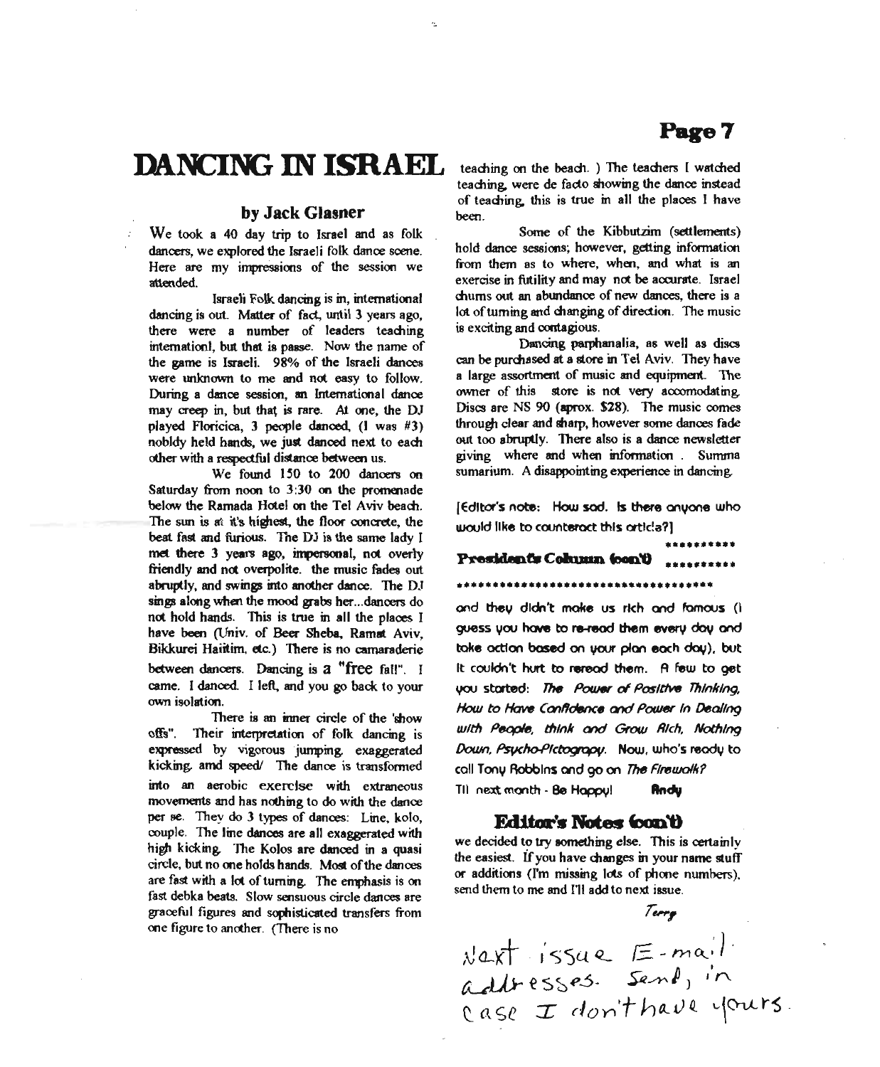# DANCING IN ISRAEL

### by Jack Glasner

We took a 40 day trip to Israel and as folk dancers, we explored the Israeli folk dance scene. Here are my impressions of the session we attended.

Israeli Folk dancing is in, international dancing is out. Matter of fact, until 3 years ago, there were a number of leaders teaching internationl, but that is passe. Now the name of the game is Israeli. 98% of the Israeli dances were unknown to me and not easy to follow. During a dance session, an International dance may creep in, but that is rare. At one, the DJ played Floricica, 3 people danced, (1 was #3) nobldy held hands, we just danced next to each other with a respectful distance between us.

We found 150 to 200 dancers on Saturday from noon to 3:30 on the promenade below the Ramada Hotel on the Tel Aviv beach. The sun is at it's highest, the floor concrete, the beat fast and furious. The DJ is the same lady I met there 3 years ago, impersonal, not overly friendly and not overpolite. the music fades out abruptly, and swings into another dance. The DJ sings along when the mood grabs her...dancers do not hold hands. This is true in all the places I have been (Univ. of Beer Sheba, Ramat Aviv, Bikkurei Haiitim, etc.) There is no camaraderie between dancers. Dancing is a "free fall". I came. I danced. I left, and you go back to your own isolation.

There is an inner circle of the 'show offs". Their interpretation of folk dancing is expressed by vigorous jumping, exaggerated kicking, amd speed/ The dance is transformed into an aerobic exercise with extraneous movements and has nothing to do with the dance per se. They do 3 types of dances: Line, kolo, couple. The line dances are all exaggerated with high kicking. The Kolos are danced in a quasi circle, but no one holds hands. Most of the dances are fast with a lot of turning. The emphasis is on fast debka beats. Slow sensuous circle dances are graceful figures and sophisticated transfers from one figure to another. (There is no teaching on the beach. ) The teachers I watched teaching, were de facto showing the dance instead of teaching, this is true in all the places I have been.

Some of the Kibbutzim (settlements) hold dance sessions; however, getting information from them as to where, when, and what is an exercise in futility and may not be accurate. Israel churns out an abundance of new dances, there is a lot of turning and changing of direction. The music is exciting and contagious.

Dancing parphanalia, as well as discs can be purchased at a store in Tel Aviv. They have a large assortment of music and equipment. The owner of this store is not very accomodating. Discs are NS 90 (aprox. $28). The music comes through clear and sharp, however some dances fade out too abruptly. There also is a dance newsletter giving where and when information . Summa sumarium. A disappointing experience in dancing.

[Editor's note: How sad. Is there anyone who would like to counteract this article?]

**********

## President's Column (con't)

**********

and they didn't make us rich and famous (I guess you have to re-read them every day and take action based on your plan each day), but it couldn't hurt to reread them. A few to get you started: *The Power of Positive Thinking, How to Have Confidence and Power in Dealing with People, think and Grow Rich, Nothing Down, Psycho-Pictograpy.* Now, who's ready to call Tony Robbins and go on *The Firewalk?*

Til next month - Be Happy! **Andy**

## Editor's Notes (con't)

we decided to try something else. This is certainly the easiest. If you have changes in your name stuff or additions (I'm missing lots of phone numbers), send them to me and I'll add to next issue.

Terry

Next issue E-mail addresses. Send, in case I don't have yours.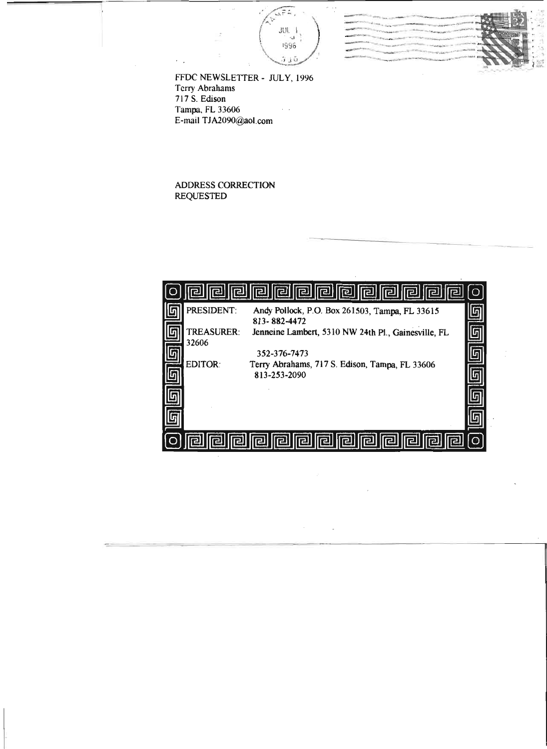FFDC NEWSLETTER - JULY, 1996
Terry Abrahams
717 S. Edison
Tampa, FL 33606
E-mail TJA2090@aol.com

ADDRESS CORRECTION
REQUESTED

PRESIDENT: Andy Pollock, P.O. Box 261503, Tampa, FL 33615
813- 882-4472

TREASURER: Jenneine Lambert, 5310 NW 24th Pl., Gainesville, FL 32606
352-376-7473

EDITOR: Terry Abrahams, 717 S. Edison, Tampa, FL 33606
813-253-2090